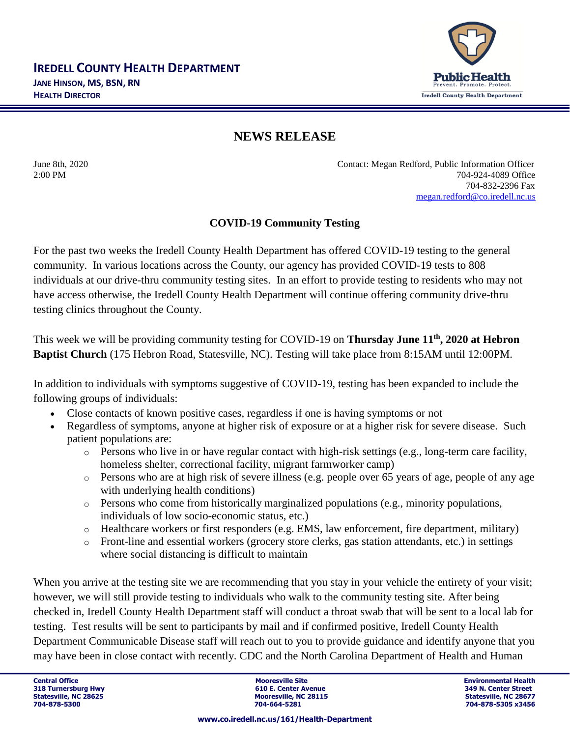# IREDELL COUNTY HEALTH DEPARTMENT

**JANE HINSON, MS, BSN, RN**
**HEALTH DIRECTOR**

Public Health
Prevent. Promote. Protect.
Iredell County Health Department

## NEWS RELEASE

June 8th, 2020
2:00 PM

Contact: Megan Redford, Public Information Officer
704-924-4089 Office
704-832-2396 Fax
megan.redford@co.iredell.nc.us

### COVID-19 Community Testing

For the past two weeks the Iredell County Health Department has offered COVID-19 testing to the general community. In various locations across the County, our agency has provided COVID-19 tests to 808 individuals at our drive-thru community testing sites. In an effort to provide testing to residents who may not have access otherwise, the Iredell County Health Department will continue offering community drive-thru testing clinics throughout the County.

This week we will be providing community testing for COVID-19 on **Thursday June 11th, 2020 at Hebron Baptist Church** (175 Hebron Road, Statesville, NC). Testing will take place from 8:15AM until 12:00PM.

In addition to individuals with symptoms suggestive of COVID-19, testing has been expanded to include the following groups of individuals:

- Close contacts of known positive cases, regardless if one is having symptoms or not
- Regardless of symptoms, anyone at higher risk of exposure or at a higher risk for severe disease. Such patient populations are:
  - Persons who live in or have regular contact with high-risk settings (e.g., long-term care facility, homeless shelter, correctional facility, migrant farmworker camp)
  - Persons who are at high risk of severe illness (e.g. people over 65 years of age, people of any age with underlying health conditions)
  - Persons who come from historically marginalized populations (e.g., minority populations, individuals of low socio-economic status, etc.)
  - Healthcare workers or first responders (e.g. EMS, law enforcement, fire department, military)
  - Front-line and essential workers (grocery store clerks, gas station attendants, etc.) in settings where social distancing is difficult to maintain

When you arrive at the testing site we are recommending that you stay in your vehicle the entirety of your visit; however, we will still provide testing to individuals who walk to the community testing site. After being checked in, Iredell County Health Department staff will conduct a throat swab that will be sent to a local lab for testing. Test results will be sent to participants by mail and if confirmed positive, Iredell County Health Department Communicable Disease staff will reach out to you to provide guidance and identify anyone that you may have been in close contact with recently. CDC and the North Carolina Department of Health and Human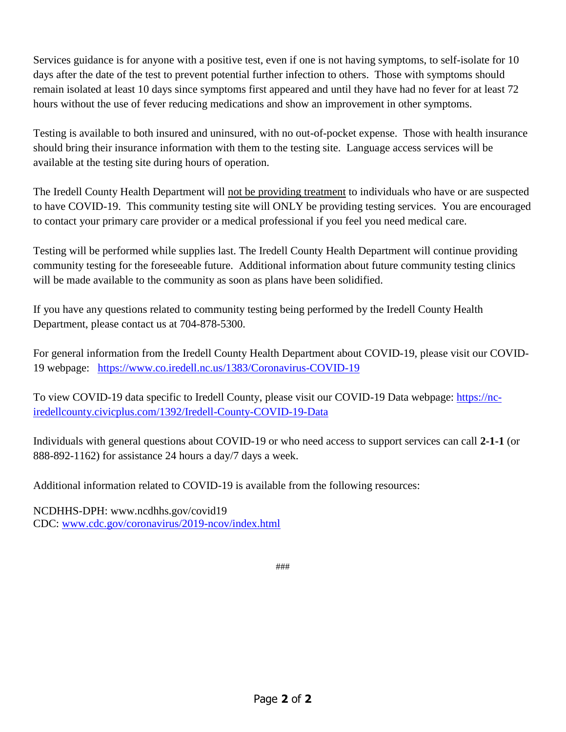Services guidance is for anyone with a positive test, even if one is not having symptoms, to self-isolate for 10 days after the date of the test to prevent potential further infection to others. Those with symptoms should remain isolated at least 10 days since symptoms first appeared and until they have had no fever for at least 72 hours without the use of fever reducing medications and show an improvement in other symptoms.

Testing is available to both insured and uninsured, with no out-of-pocket expense. Those with health insurance should bring their insurance information with them to the testing site. Language access services will be available at the testing site during hours of operation.

The Iredell County Health Department will <u>not be providing treatment</u> to individuals who have or are suspected to have COVID-19. This community testing site will ONLY be providing testing services. You are encouraged to contact your primary care provider or a medical professional if you feel you need medical care.

Testing will be performed while supplies last. The Iredell County Health Department will continue providing community testing for the foreseeable future. Additional information about future community testing clinics will be made available to the community as soon as plans have been solidified.

If you have any questions related to community testing being performed by the Iredell County Health Department, please contact us at 704-878-5300.

For general information from the Iredell County Health Department about COVID-19, please visit our COVID-19 webpage: https://www.co.iredell.nc.us/1383/Coronavirus-COVID-19

To view COVID-19 data specific to Iredell County, please visit our COVID-19 Data webpage: https://nc-iredellcounty.civicplus.com/1392/Iredell-County-COVID-19-Data

Individuals with general questions about COVID-19 or who need access to support services can call **2-1-1** (or 888-892-1162) for assistance 24 hours a day/7 days a week.

Additional information related to COVID-19 is available from the following resources:

NCDHHS-DPH: www.ncdhhs.gov/covid19
CDC: www.cdc.gov/coronavirus/2019-ncov/index.html

###